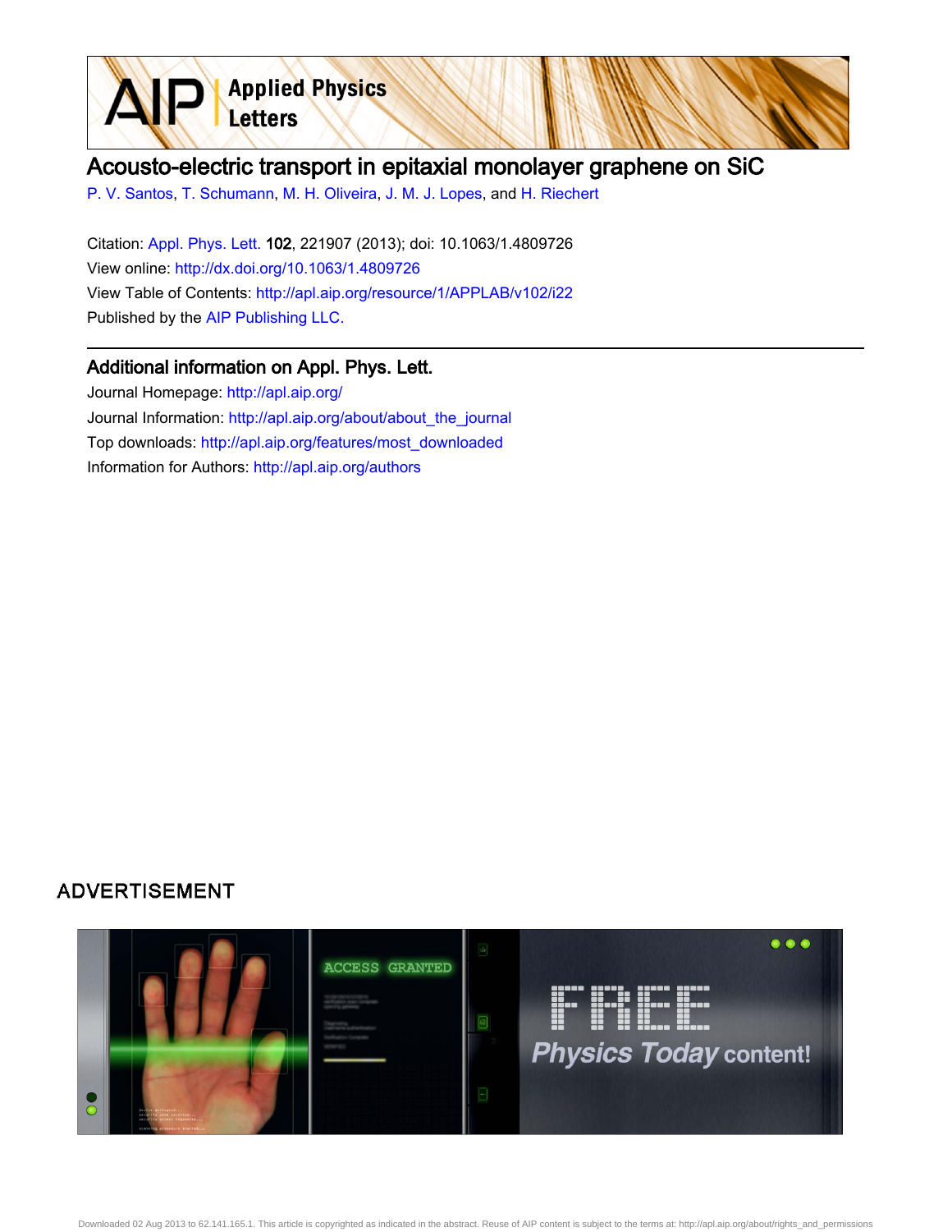# Acousto-electric transport in epitaxial monolayer graphene on SiC

P. V. Santos, T. Schumann, M. H. Oliveira, J. M. J. Lopes, and H. Riechert

Citation: Appl. Phys. Lett. **102**, 221907 (2013); doi: 10.1063/1.4809726

View online: http://dx.doi.org/10.1063/1.4809726

View Table of Contents: http://apl.aip.org/resource/1/APPLAB/v102/i22

Published by the AIP Publishing LLC.

## Additional information on Appl. Phys. Lett.

Journal Homepage: http://apl.aip.org/

Journal Information: http://apl.aip.org/about/about_the_journal

Top downloads: http://apl.aip.org/features/most_downloaded

Information for Authors: http://apl.aip.org/authors

## ADVERTISEMENT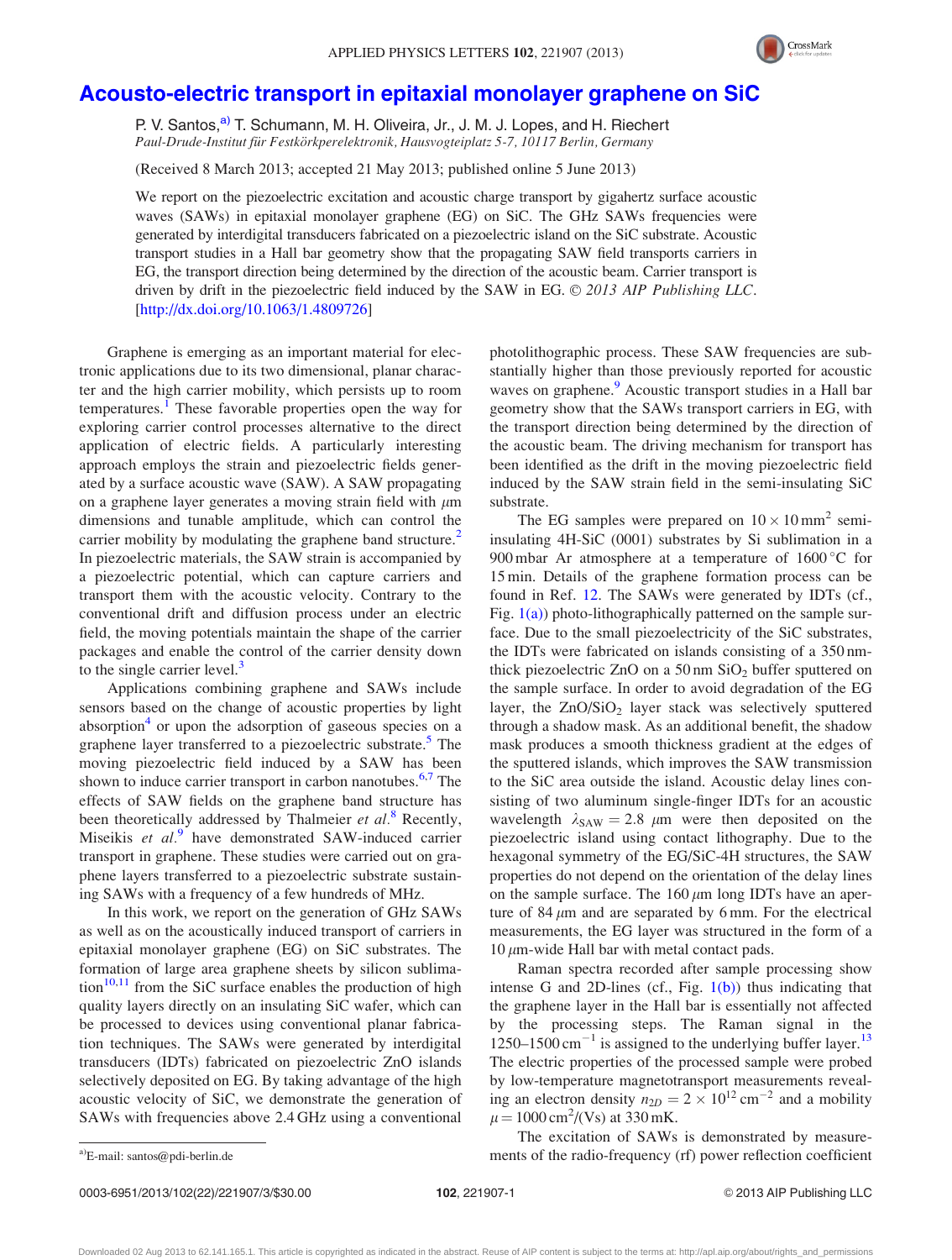# Acousto-electric transport in epitaxial monolayer graphene on SiC

P. V. Santos,[a)] T. Schumann, M. H. Oliveira, Jr., J. M. J. Lopes, and H. Riechert

*Paul-Drude-Institut für Festkörperelektronik, Hausvogteiplatz 5-7, 10117 Berlin, Germany*

(Received 8 March 2013; accepted 21 May 2013; published online 5 June 2013)

We report on the piezoelectric excitation and acoustic charge transport by gigahertz surface acoustic waves (SAWs) in epitaxial monolayer graphene (EG) on SiC. The GHz SAWs frequencies were generated by interdigital transducers fabricated on a piezoelectric island on the SiC substrate. Acoustic transport studies in a Hall bar geometry show that the propagating SAW field transports carriers in EG, the transport direction being determined by the direction of the acoustic beam. Carrier transport is driven by drift in the piezoelectric field induced by the SAW in EG. © *2013 AIP Publishing LLC*. [http://dx.doi.org/10.1063/1.4809726]

Graphene is emerging as an important material for electronic applications due to its two dimensional, planar character and the high carrier mobility, which persists up to room temperatures.[1] These favorable properties open the way for exploring carrier control processes alternative to the direct application of electric fields. A particularly interesting approach employs the strain and piezoelectric fields generated by a surface acoustic wave (SAW). A SAW propagating on a graphene layer generates a moving strain field with $\mu$m dimensions and tunable amplitude, which can control the carrier mobility by modulating the graphene band structure.[2] In piezoelectric materials, the SAW strain is accompanied by a piezoelectric potential, which can capture carriers and transport them with the acoustic velocity. Contrary to the conventional drift and diffusion process under an electric field, the moving potentials maintain the shape of the carrier packages and enable the control of the carrier density down to the single carrier level.[3]

Applications combining graphene and SAWs include sensors based on the change of acoustic properties by light absorption[4] or upon the adsorption of gaseous species on a graphene layer transferred to a piezoelectric substrate.[5] The moving piezoelectric field induced by a SAW has been shown to induce carrier transport in carbon nanotubes.[6,7] The effects of SAW fields on the graphene band structure has been theoretically addressed by Thalmeier *et al.*[8] Recently, Miseikis *et al.*[9] have demonstrated SAW-induced carrier transport in graphene. These studies were carried out on graphene layers transferred to a piezoelectric substrate sustaining SAWs with a frequency of a few hundreds of MHz.

In this work, we report on the generation of GHz SAWs as well as on the acoustically induced transport of carriers in epitaxial monolayer graphene (EG) on SiC substrates. The formation of large area graphene sheets by silicon sublimation[10,11] from the SiC surface enables the production of high quality layers directly on an insulating SiC wafer, which can be processed to devices using conventional planar fabrication techniques. The SAWs were generated by interdigital transducers (IDTs) fabricated on piezoelectric ZnO islands selectively deposited on EG. By taking advantage of the high acoustic velocity of SiC, we demonstrate the generation of SAWs with frequencies above 2.4 GHz using a conventional photolithographic process. These SAW frequencies are substantially higher than those previously reported for acoustic waves on graphene.[9] Acoustic transport studies in a Hall bar geometry show that the SAWs transport carriers in EG, with the transport direction being determined by the direction of the acoustic beam. The driving mechanism for transport has been identified as the drift in the moving piezoelectric field induced by the SAW strain field in the semi-insulating SiC substrate.

The EG samples were prepared on $10 \times 10\,\text{mm}^2$ semi-insulating 4H-SiC (0001) substrates by Si sublimation in a 900 mbar Ar atmosphere at a temperature of 1600 °C for 15 min. Details of the graphene formation process can be found in Ref. 12. The SAWs were generated by IDTs (cf., Fig. 1(a)) photo-lithographically patterned on the sample surface. Due to the small piezoelectricity of the SiC substrates, the IDTs were fabricated on islands consisting of a 350 nm-thick piezoelectric ZnO on a 50 nm $SiO_2$ buffer sputtered on the sample surface. In order to avoid degradation of the EG layer, the ZnO/$SiO_2$ layer stack was selectively sputtered through a shadow mask. As an additional benefit, the shadow mask produces a smooth thickness gradient at the edges of the sputtered islands, which improves the SAW transmission to the SiC area outside the island. Acoustic delay lines consisting of two aluminum single-finger IDTs for an acoustic wavelength $\lambda_{SAW} = 2.8\ \mu$m were then deposited on the piezoelectric island using contact lithography. Due to the hexagonal symmetry of the EG/SiC-4H structures, the SAW properties do not depend on the orientation of the delay lines on the sample surface. The 160 $\mu$m long IDTs have an aperture of 84 $\mu$m and are separated by 6 mm. For the electrical measurements, the EG layer was structured in the form of a 10 $\mu$m-wide Hall bar with metal contact pads.

Raman spectra recorded after sample processing show intense G and 2D-lines (cf., Fig. 1(b)) thus indicating that the graphene layer in the Hall bar is essentially not affected by the processing steps. The Raman signal in the 1250–1500 $\text{cm}^{-1}$ is assigned to the underlying buffer layer.[13] The electric properties of the processed sample were probed by low-temperature magnetotransport measurements revealing an electron density $n_{2D} = 2 \times 10^{12}\,\text{cm}^{-2}$ and a mobility $\mu = 1000\,\text{cm}^2/(\text{Vs})$ at 330 mK.

The excitation of SAWs is demonstrated by measurements of the radio-frequency (rf) power reflection coefficient

[a)]E-mail: santos@pdi-berlin.de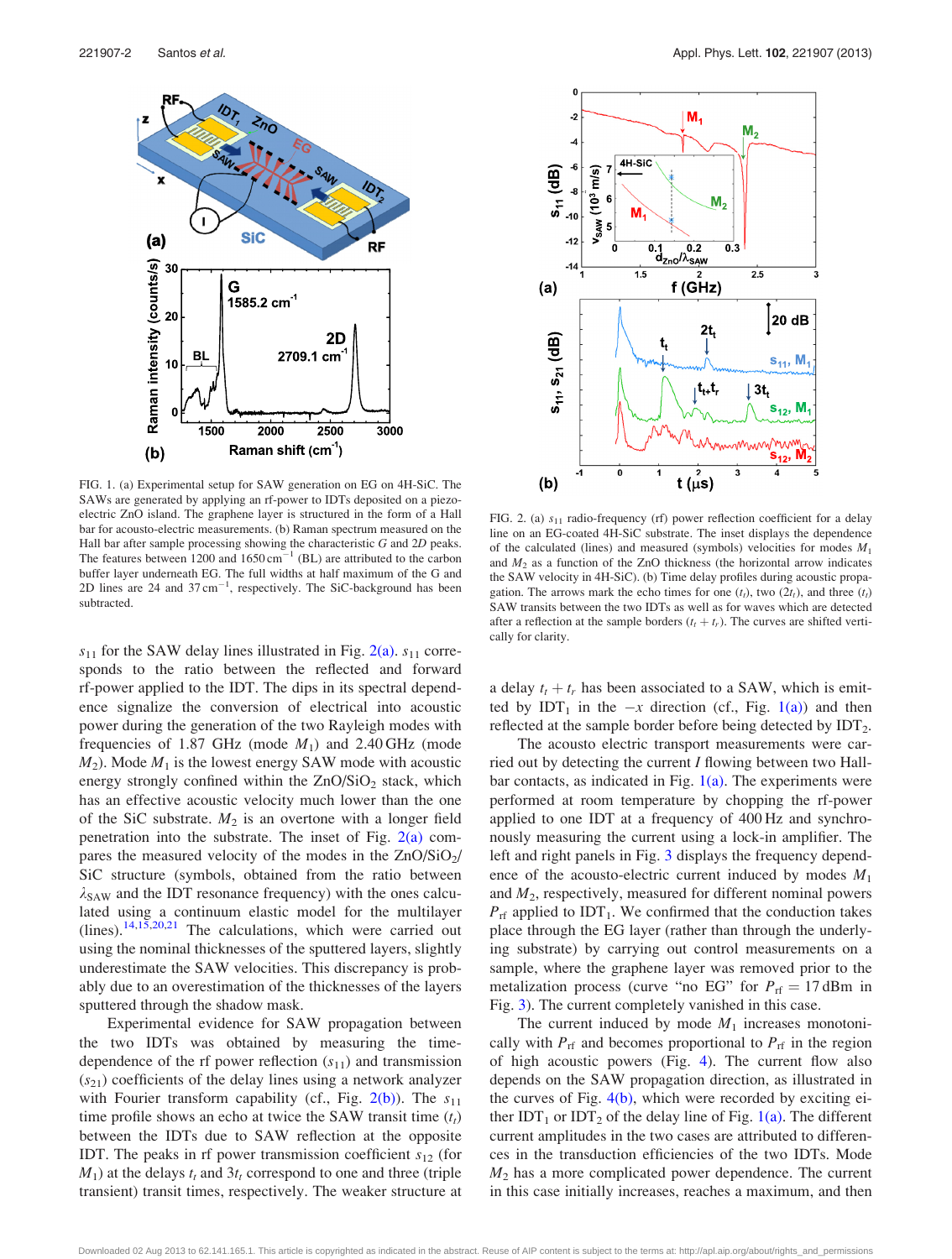FIG. 1. (a) Experimental setup for SAW generation on EG on 4H-SiC. The SAWs are generated by applying an rf-power to IDTs deposited on a piezoelectric ZnO island. The graphene layer is structured in the form of a Hall bar for acousto-electric measurements. (b) Raman spectrum measured on the Hall bar after sample processing showing the characteristic $G$ and $2D$ peaks. The features between 1200 and 1650 $\mathrm{cm}^{-1}$ (BL) are attributed to the carbon buffer layer underneath EG. The full widths at half maximum of the G and 2D lines are 24 and 37 $\mathrm{cm}^{-1}$, respectively. The SiC-background has been subtracted.

$s_{11}$ for the SAW delay lines illustrated in Fig. 2(a). $s_{11}$ corresponds to the ratio between the reflected and forward rf-power applied to the IDT. The dips in its spectral dependence signalize the conversion of electrical into acoustic power during the generation of the two Rayleigh modes with frequencies of 1.87 GHz (mode $M_1$) and 2.40 GHz (mode $M_2$). Mode $M_1$ is the lowest energy SAW mode with acoustic energy strongly confined within the $ZnO/SiO_2$ stack, which has an effective acoustic velocity much lower than the one of the SiC substrate. $M_2$ is an overtone with a longer field penetration into the substrate. The inset of Fig. 2(a) compares the measured velocity of the modes in the $ZnO/SiO_2$/SiC structure (symbols, obtained from the ratio between $\lambda_{SAW}$ and the IDT resonance frequency) with the ones calculated using a continuum elastic model for the multilayer (lines).[14,15,20,21] The calculations, which were carried out using the nominal thicknesses of the sputtered layers, slightly underestimate the SAW velocities. This discrepancy is probably due to an overestimation of the thicknesses of the layers sputtered through the shadow mask.

Experimental evidence for SAW propagation between the two IDTs was obtained by measuring the time-dependence of the rf power reflection ($s_{11}$) and transmission ($s_{21}$) coefficients of the delay lines using a network analyzer with Fourier transform capability (cf., Fig. 2(b)). The $s_{11}$ time profile shows an echo at twice the SAW transit time ($t_t$) between the IDTs due to SAW reflection at the opposite IDT. The peaks in rf power transmission coefficient $s_{12}$ (for $M_1$) at the delays $t_t$ and $3t_t$ correspond to one and three (triple transient) transit times, respectively. The weaker structure at a delay $t_t + t_r$ has been associated to a SAW, which is emitted by $\mathrm{IDT}_1$ in the $-x$ direction (cf., Fig. 1(a)) and then reflected at the sample border before being detected by $\mathrm{IDT}_2$.

FIG. 2. (a) $s_{11}$ radio-frequency (rf) power reflection coefficient for a delay line on an EG-coated 4H-SiC substrate. The inset displays the dependence of the calculated (lines) and measured (symbols) velocities for modes $M_1$ and $M_2$ as a function of the ZnO thickness (the horizontal arrow indicates the SAW velocity in 4H-SiC). (b) Time delay profiles during acoustic propagation. The arrows mark the echo times for one ($t_t$), two ($2t_t$), and three ($t_t$) SAW transits between the two IDTs as well as for waves which are detected after a reflection at the sample borders ($t_t + t_r$). The curves are shifted vertically for clarity.

The acousto electric transport measurements were carried out by detecting the current $I$ flowing between two Hall-bar contacts, as indicated in Fig. 1(a). The experiments were performed at room temperature by chopping the rf-power applied to one IDT at a frequency of 400 Hz and synchronously measuring the current using a lock-in amplifier. The left and right panels in Fig. 3 displays the frequency dependence of the acousto-electric current induced by modes $M_1$ and $M_2$, respectively, measured for different nominal powers $P_{rf}$ applied to $\mathrm{IDT}_1$. We confirmed that the conduction takes place through the EG layer (rather than through the underlying substrate) by carrying out control measurements on a sample, where the graphene layer was removed prior to the metalization process (curve "no EG" for $P_{rf} = 17$ dBm in Fig. 3). The current completely vanished in this case.

The current induced by mode $M_1$ increases monotonically with $P_{rf}$ and becomes proportional to $P_{rf}$ in the region of high acoustic powers (Fig. 4). The current flow also depends on the SAW propagation direction, as illustrated in the curves of Fig. 4(b), which were recorded by exciting either $\mathrm{IDT}_1$ or $\mathrm{IDT}_2$ of the delay line of Fig. 1(a). The different current amplitudes in the two cases are attributed to differences in the transduction efficiencies of the two IDTs. Mode $M_2$ has a more complicated power dependence. The current in this case initially increases, reaches a maximum, and then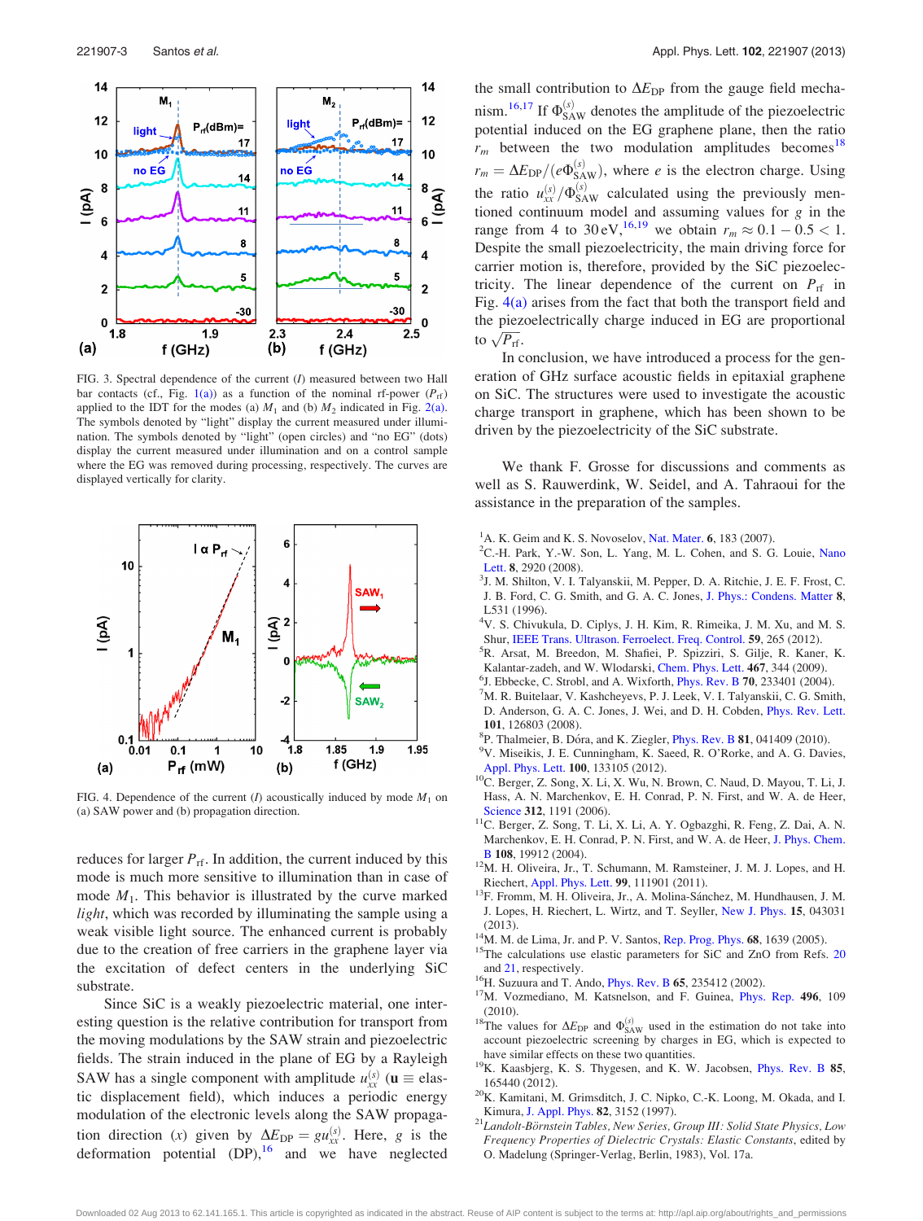(a)

M₁

light

no EG

$P_{rf}$(dBm)=

17

14

11

8

5

-30

I (pA)

14

12

10

8

6

4

2

0

1.8

1.9

f (GHz)

(b)

M₂

light

no EG

$P_{rf}$(dBm)=

17

14

11

8

5

-30

I (pA)

2.3

2.4

2.5

f (GHz)

FIG. 3. Spectral dependence of the current ($I$) measured between two Hall bar contacts (cf., Fig. 1(a)) as a function of the nominal rf-power ($P_{rf}$) applied to the IDT for the modes (a) $M_1$ and (b) $M_2$ indicated in Fig. 2(a). The symbols denoted by "light" display the current measured under illumination. The symbols denoted by "light" (open circles) and "no EG" (dots) display the current measured under illumination and on a control sample where the EG was removed during processing, respectively. The curves are displayed vertically for clarity.

(a)

I α $P_{rf}$

$M_1$

I (pA)

10

1

0.1

0.01

0.1

1

10

$P_{rf}$ (mW)

(b)

I (pA)

6

4

2

0

-2

-4

SAW₁

SAW₂

1.8

1.85

1.9

1.95

f (GHz)

FIG. 4. Dependence of the current ($I$) acoustically induced by mode $M_1$ on (a) SAW power and (b) propagation direction.

reduces for larger $P_{rf}$. In addition, the current induced by this mode is much more sensitive to illumination than in case of mode $M_1$. This behavior is illustrated by the curve marked *light*, which was recorded by illuminating the sample using a weak visible light source. The enhanced current is probably due to the creation of free carriers in the graphene layer via the excitation of defect centers in the underlying SiC substrate.

Since SiC is a weakly piezoelectric material, one interesting question is the relative contribution for transport from the moving modulations by the SAW strain and piezoelectric fields. The strain induced in the plane of EG by a Rayleigh SAW has a single component with amplitude $u^{(s)}_{xx}$ ($\mathbf{u} \equiv$ elastic displacement field), which induces a periodic energy modulation of the electronic levels along the SAW propagation direction ($x$) given by $\Delta E_{DP} = g u^{(s)}_{xx}$. Here, $g$ is the deformation potential (DP),[16] and we have neglected the small contribution to $\Delta E_{DP}$ from the gauge field mechanism.[16,17] If $\Phi^{(s)}_{SAW}$ denotes the amplitude of the piezoelectric potential induced on the EG graphene plane, then the ratio $r_m$ between the two modulation amplitudes becomes[18] $r_m = \Delta E_{DP}/(e\Phi^{(s)}_{SAW})$, where $e$ is the electron charge. Using the ratio $u^{(s)}_{xx}/\Phi^{(s)}_{SAW}$ calculated using the previously mentioned continuum model and assuming values for $g$ in the range from 4 to 30 eV,[16,19] we obtain $r_m \approx 0.1 - 0.5 < 1$. Despite the small piezoelectricity, the main driving force for carrier motion is, therefore, provided by the SiC piezoelectricity. The linear dependence of the current on $P_{rf}$ in Fig. 4(a) arises from the fact that both the transport field and the piezoelectrically charge induced in EG are proportional to $\sqrt{P_{rf}}$.

In conclusion, we have introduced a process for the generation of GHz surface acoustic fields in epitaxial graphene on SiC. The structures were used to investigate the acoustic charge transport in graphene, which has been shown to be driven by the piezoelectricity of the SiC substrate.

We thank F. Grosse for discussions and comments as well as S. Rauwerdink, W. Seidel, and A. Tahraoui for the assistance in the preparation of the samples.

[1] A. K. Geim and K. S. Novoselov, Nat. Mater. **6**, 183 (2007).
[2] C.-H. Park, Y.-W. Son, L. Yang, M. L. Cohen, and S. G. Louie, Nano Lett. **8**, 2920 (2008).
[3] J. M. Shilton, V. I. Talyanskii, M. Pepper, D. A. Ritchie, J. E. F. Frost, C. J. B. Ford, C. G. Smith, and G. A. C. Jones, J. Phys.: Condens. Matter **8**, L531 (1996).
[4] V. S. Chivukula, D. Ciplys, J. H. Kim, R. Rimeika, J. M. Xu, and M. S. Shur, IEEE Trans. Ultrason. Ferroelect. Freq. Control. **59**, 265 (2012).
[5] R. Arsat, M. Breedon, M. Shafiei, P. Spizziri, S. Gilje, R. Kaner, K. Kalantar-zadeh, and W. Wlodarski, Chem. Phys. Lett. **467**, 344 (2009).
[6] J. Ebbecke, C. Strobl, and A. Wixforth, Phys. Rev. B **70**, 233401 (2004).
[7] M. R. Buitelaar, V. Kashcheyevs, P. J. Leek, V. I. Talyanskii, C. G. Smith, D. Anderson, G. A. C. Jones, J. Wei, and D. H. Cobden, Phys. Rev. Lett. **101**, 126803 (2008).
[8] P. Thalmeier, B. Dóra, and K. Ziegler, Phys. Rev. B **81**, 041409 (2010).
[9] V. Miseikis, J. E. Cunningham, K. Saeed, R. O'Rorke, and A. G. Davies, Appl. Phys. Lett. **100**, 133105 (2012).
[10] C. Berger, Z. Song, X. Li, X. Wu, N. Brown, C. Naud, D. Mayou, T. Li, J. Hass, A. N. Marchenkov, E. H. Conrad, P. N. First, and W. A. de Heer, Science **312**, 1191 (2006).
[11] C. Berger, Z. Song, T. Li, X. Li, A. Y. Ogbazghi, R. Feng, Z. Dai, A. N. Marchenkov, E. H. Conrad, P. N. First, and W. A. de Heer, J. Phys. Chem. B **108**, 19912 (2004).
[12] M. H. Oliveira, Jr., T. Schumann, M. Ramsteiner, J. M. J. Lopes, and H. Riechert, Appl. Phys. Lett. **99**, 111901 (2011).
[13] F. Fromm, M. H. Oliveira, Jr., A. Molina-Sánchez, M. Hundhausen, J. M. J. Lopes, H. Riechert, L. Wirtz, and T. Seyller, New J. Phys. **15**, 043031 (2013).
[14] M. M. de Lima, Jr. and P. V. Santos, Rep. Prog. Phys. **68**, 1639 (2005).
[15] The calculations use elastic parameters for SiC and ZnO from Refs. 20 and 21, respectively.
[16] H. Suzuura and T. Ando, Phys. Rev. B **65**, 235412 (2002).
[17] M. Vozmediano, M. Katsnelson, and F. Guinea, Phys. Rep. **496**, 109 (2010).
[18] The values for $\Delta E_{DP}$ and $\Phi^{(s)}_{SAW}$ used in the estimation do not take into account piezoelectric screening by charges in EG, which is expected to have similar effects on these two quantities.
[19] K. Kaasbjerg, K. S. Thygesen, and K. W. Jacobsen, Phys. Rev. B **85**, 165440 (2012).
[20] K. Kamitani, M. Grimsditch, J. C. Nipko, C.-K. Loong, M. Okada, and I. Kimura, J. Appl. Phys. **82**, 3152 (1997).
[21] *Landolt-Börnstein Tables, New Series, Group III: Solid State Physics, Low Frequency Properties of Dielectric Crystals: Elastic Constants*, edited by O. Madelung (Springer-Verlag, Berlin, 1983), Vol. 17a.